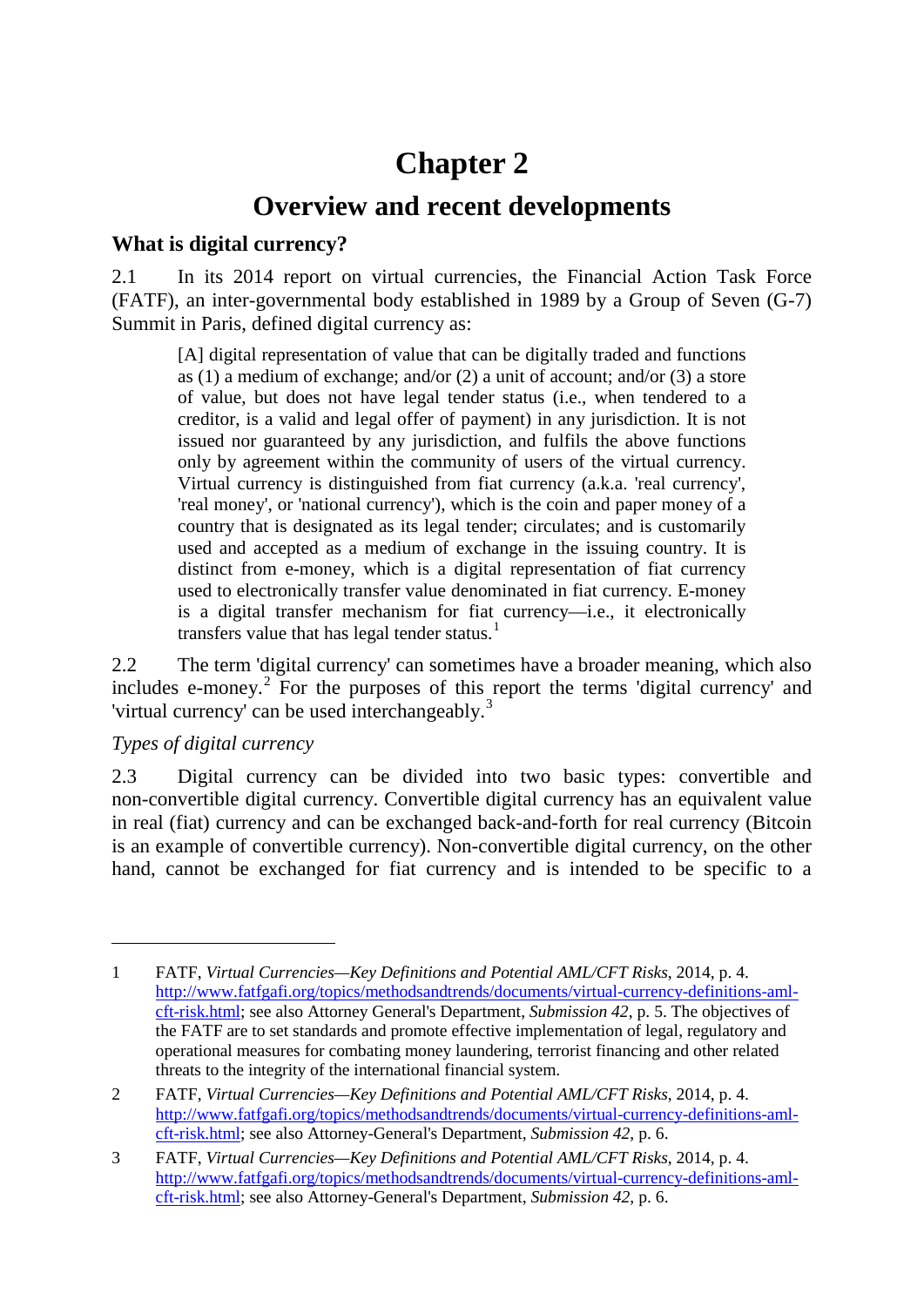# Chapter 2

## Overview and recent developments

### What is digital currency?

2.1 In its 2014 report on virtual currencies, the Financial Action Task Force (FATF), an inter-governmental body established in 1989 by a Group of Seven (G-7) Summit in Paris, defined digital currency as:

> [A] digital representation of value that can be digitally traded and functions as (1) a medium of exchange; and/or (2) a unit of account; and/or (3) a store of value, but does not have legal tender status (i.e., when tendered to a creditor, is a valid and legal offer of payment) in any jurisdiction. It is not issued nor guaranteed by any jurisdiction, and fulfils the above functions only by agreement within the community of users of the virtual currency. Virtual currency is distinguished from fiat currency (a.k.a. 'real currency', 'real money', or 'national currency'), which is the coin and paper money of a country that is designated as its legal tender; circulates; and is customarily used and accepted as a medium of exchange in the issuing country. It is distinct from e-money, which is a digital representation of fiat currency used to electronically transfer value denominated in fiat currency. E-money is a digital transfer mechanism for fiat currency—i.e., it electronically transfers value that has legal tender status.[1]

2.2 The term 'digital currency' can sometimes have a broader meaning, which also includes e-money.[2] For the purposes of this report the terms 'digital currency' and 'virtual currency' can be used interchangeably.[3]

*Types of digital currency*

2.3 Digital currency can be divided into two basic types: convertible and non-convertible digital currency. Convertible digital currency has an equivalent value in real (fiat) currency and can be exchanged back-and-forth for real currency (Bitcoin is an example of convertible currency). Non-convertible digital currency, on the other hand, cannot be exchanged for fiat currency and is intended to be specific to a

---

1 FATF, *Virtual Currencies—Key Definitions and Potential AML/CFT Risks*, 2014, p. 4. http://www.fatfgafi.org/topics/methodsandtrends/documents/virtual-currency-definitions-aml-cft-risk.html; see also Attorney General's Department, *Submission 42*, p. 5. The objectives of the FATF are to set standards and promote effective implementation of legal, regulatory and operational measures for combating money laundering, terrorist financing and other related threats to the integrity of the international financial system.

2 FATF, *Virtual Currencies—Key Definitions and Potential AML/CFT Risks*, 2014, p. 4. http://www.fatfgafi.org/topics/methodsandtrends/documents/virtual-currency-definitions-aml-cft-risk.html; see also Attorney-General's Department, *Submission 42*, p. 6.

3 FATF, *Virtual Currencies—Key Definitions and Potential AML/CFT Risks*, 2014, p. 4. http://www.fatfgafi.org/topics/methodsandtrends/documents/virtual-currency-definitions-aml-cft-risk.html; see also Attorney-General's Department, *Submission 42*, p. 6.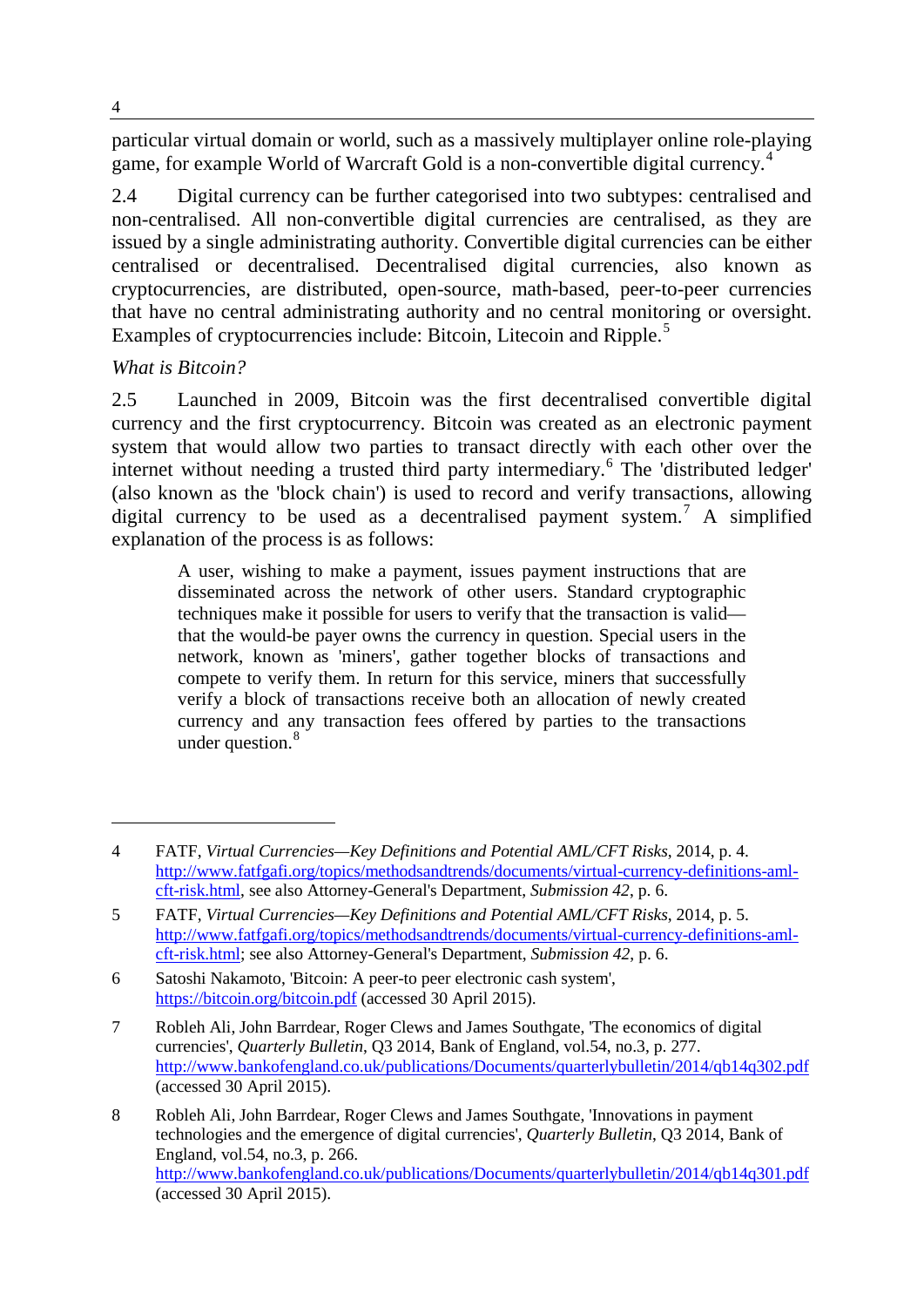particular virtual domain or world, such as a massively multiplayer online role-playing game, for example World of Warcraft Gold is a non-convertible digital currency.[4]

2.4 Digital currency can be further categorised into two subtypes: centralised and non-centralised. All non-convertible digital currencies are centralised, as they are issued by a single administrating authority. Convertible digital currencies can be either centralised or decentralised. Decentralised digital currencies, also known as cryptocurrencies, are distributed, open-source, math-based, peer-to-peer currencies that have no central administrating authority and no central monitoring or oversight. Examples of cryptocurrencies include: Bitcoin, Litecoin and Ripple.[5]

*What is Bitcoin?*

2.5 Launched in 2009, Bitcoin was the first decentralised convertible digital currency and the first cryptocurrency. Bitcoin was created as an electronic payment system that would allow two parties to transact directly with each other over the internet without needing a trusted third party intermediary.[6] The 'distributed ledger' (also known as the 'block chain') is used to record and verify transactions, allowing digital currency to be used as a decentralised payment system.[7] A simplified explanation of the process is as follows:

> A user, wishing to make a payment, issues payment instructions that are disseminated across the network of other users. Standard cryptographic techniques make it possible for users to verify that the transaction is valid—that the would-be payer owns the currency in question. Special users in the network, known as 'miners', gather together blocks of transactions and compete to verify them. In return for this service, miners that successfully verify a block of transactions receive both an allocation of newly created currency and any transaction fees offered by parties to the transactions under question.[8]

---

4 FATF, *Virtual Currencies—Key Definitions and Potential AML/CFT Risks*, 2014, p. 4. http://www.fatfgafi.org/topics/methodsandtrends/documents/virtual-currency-definitions-aml-cft-risk.html, see also Attorney-General's Department, *Submission 42*, p. 6.

5 FATF, *Virtual Currencies—Key Definitions and Potential AML/CFT Risks*, 2014, p. 5. http://www.fatfgafi.org/topics/methodsandtrends/documents/virtual-currency-definitions-aml-cft-risk.html; see also Attorney-General's Department, *Submission 42*, p. 6.

6 Satoshi Nakamoto, 'Bitcoin: A peer-to peer electronic cash system', https://bitcoin.org/bitcoin.pdf (accessed 30 April 2015).

7 Robleh Ali, John Barrdear, Roger Clews and James Southgate, 'The economics of digital currencies', *Quarterly Bulletin*, Q3 2014, Bank of England, vol.54, no.3, p. 277. http://www.bankofengland.co.uk/publications/Documents/quarterlybulletin/2014/qb14q302.pdf (accessed 30 April 2015).

8 Robleh Ali, John Barrdear, Roger Clews and James Southgate, 'Innovations in payment technologies and the emergence of digital currencies', *Quarterly Bulletin*, Q3 2014, Bank of England, vol.54, no.3, p. 266. http://www.bankofengland.co.uk/publications/Documents/quarterlybulletin/2014/qb14q301.pdf (accessed 30 April 2015).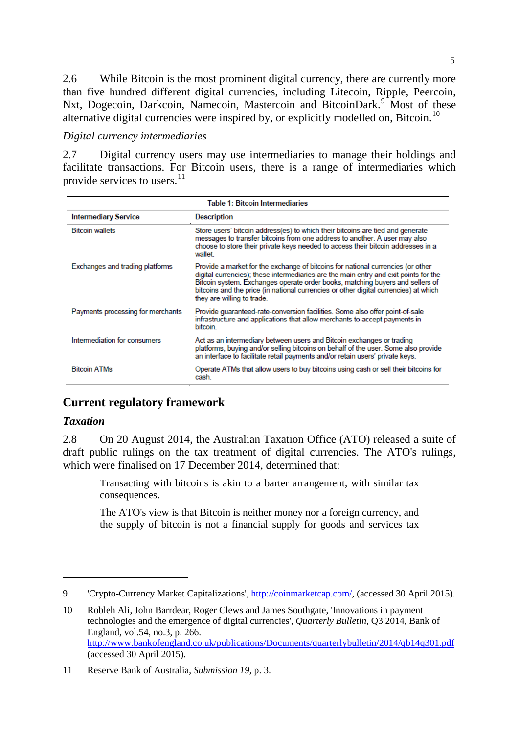2.6 While Bitcoin is the most prominent digital currency, there are currently more than five hundred different digital currencies, including Litecoin, Ripple, Peercoin, Nxt, Dogecoin, Darkcoin, Namecoin, Mastercoin and BitcoinDark.[9] Most of these alternative digital currencies were inspired by, or explicitly modelled on, Bitcoin.[10]

*Digital currency intermediaries*

2.7 Digital currency users may use intermediaries to manage their holdings and facilitate transactions. For Bitcoin users, there is a range of intermediaries which provide services to users.[11]

**Table 1: Bitcoin Intermediaries**

| Intermediary Service | Description |
| --- | --- |
| Bitcoin wallets | Store users' bitcoin address(es) to which their bitcoins are tied and generate messages to transfer bitcoins from one address to another. A user may also choose to store their private keys needed to access their bitcoin addresses in a wallet. |
| Exchanges and trading platforms | Provide a market for the exchange of bitcoins for national currencies (or other digital currencies); these intermediaries are the main entry and exit points for the Bitcoin system. Exchanges operate order books, matching buyers and sellers of bitcoins and the price (in national currencies or other digital currencies) at which they are willing to trade. |
| Payments processing for merchants | Provide guaranteed-rate-conversion facilities. Some also offer point-of-sale infrastructure and applications that allow merchants to accept payments in bitcoin. |
| Intermediation for consumers | Act as an intermediary between users and Bitcoin exchanges or trading platforms, buying and/or selling bitcoins on behalf of the user. Some also provide an interface to facilitate retail payments and/or retain users' private keys. |
| Bitcoin ATMs | Operate ATMs that allow users to buy bitcoins using cash or sell their bitcoins for cash. |

## Current regulatory framework

### *Taxation*

2.8 On 20 August 2014, the Australian Taxation Office (ATO) released a suite of draft public rulings on the tax treatment of digital currencies. The ATO's rulings, which were finalised on 17 December 2014, determined that:

> Transacting with bitcoins is akin to a barter arrangement, with similar tax consequences.
>
> The ATO's view is that Bitcoin is neither money nor a foreign currency, and the supply of bitcoin is not a financial supply for goods and services tax

---

9 'Crypto-Currency Market Capitalizations', http://coinmarketcap.com/, (accessed 30 April 2015).

10 Robleh Ali, John Barrdear, Roger Clews and James Southgate, 'Innovations in payment technologies and the emergence of digital currencies', *Quarterly Bulletin*, Q3 2014, Bank of England, vol.54, no.3, p. 266. http://www.bankofengland.co.uk/publications/Documents/quarterlybulletin/2014/qb14q301.pdf (accessed 30 April 2015).

11 Reserve Bank of Australia, *Submission 19*, p. 3.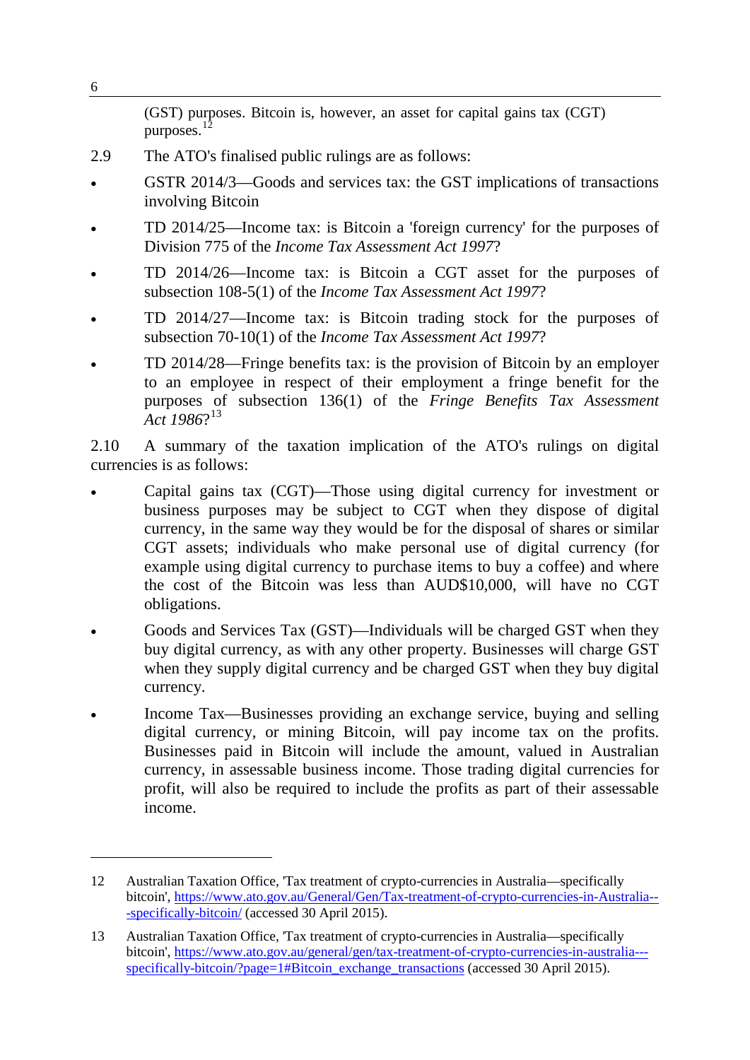(GST) purposes. Bitcoin is, however, an asset for capital gains tax (CGT) purposes.[12]

2.9 The ATO's finalised public rulings are as follows:

- GSTR 2014/3—Goods and services tax: the GST implications of transactions involving Bitcoin
- TD 2014/25—Income tax: is Bitcoin a 'foreign currency' for the purposes of Division 775 of the *Income Tax Assessment Act 1997*?
- TD 2014/26—Income tax: is Bitcoin a CGT asset for the purposes of subsection 108-5(1) of the *Income Tax Assessment Act 1997*?
- TD 2014/27—Income tax: is Bitcoin trading stock for the purposes of subsection 70-10(1) of the *Income Tax Assessment Act 1997*?
- TD 2014/28—Fringe benefits tax: is the provision of Bitcoin by an employer to an employee in respect of their employment a fringe benefit for the purposes of subsection 136(1) of the *Fringe Benefits Tax Assessment Act 1986*?[13]

2.10 A summary of the taxation implication of the ATO's rulings on digital currencies is as follows:

- Capital gains tax (CGT)—Those using digital currency for investment or business purposes may be subject to CGT when they dispose of digital currency, in the same way they would be for the disposal of shares or similar CGT assets; individuals who make personal use of digital currency (for example using digital currency to purchase items to buy a coffee) and where the cost of the Bitcoin was less than AUD$10,000, will have no CGT obligations.
- Goods and Services Tax (GST)—Individuals will be charged GST when they buy digital currency, as with any other property. Businesses will charge GST when they supply digital currency and be charged GST when they buy digital currency.
- Income Tax—Businesses providing an exchange service, buying and selling digital currency, or mining Bitcoin, will pay income tax on the profits. Businesses paid in Bitcoin will include the amount, valued in Australian currency, in assessable business income. Those trading digital currencies for profit, will also be required to include the profits as part of their assessable income.

---

12 Australian Taxation Office, 'Tax treatment of crypto-currencies in Australia—specifically bitcoin', https://www.ato.gov.au/General/Gen/Tax-treatment-of-crypto-currencies-in-Australia---specifically-bitcoin/ (accessed 30 April 2015).

13 Australian Taxation Office, 'Tax treatment of crypto-currencies in Australia—specifically bitcoin', https://www.ato.gov.au/general/gen/tax-treatment-of-crypto-currencies-in-australia---specifically-bitcoin/?page=1#Bitcoin_exchange_transactions (accessed 30 April 2015).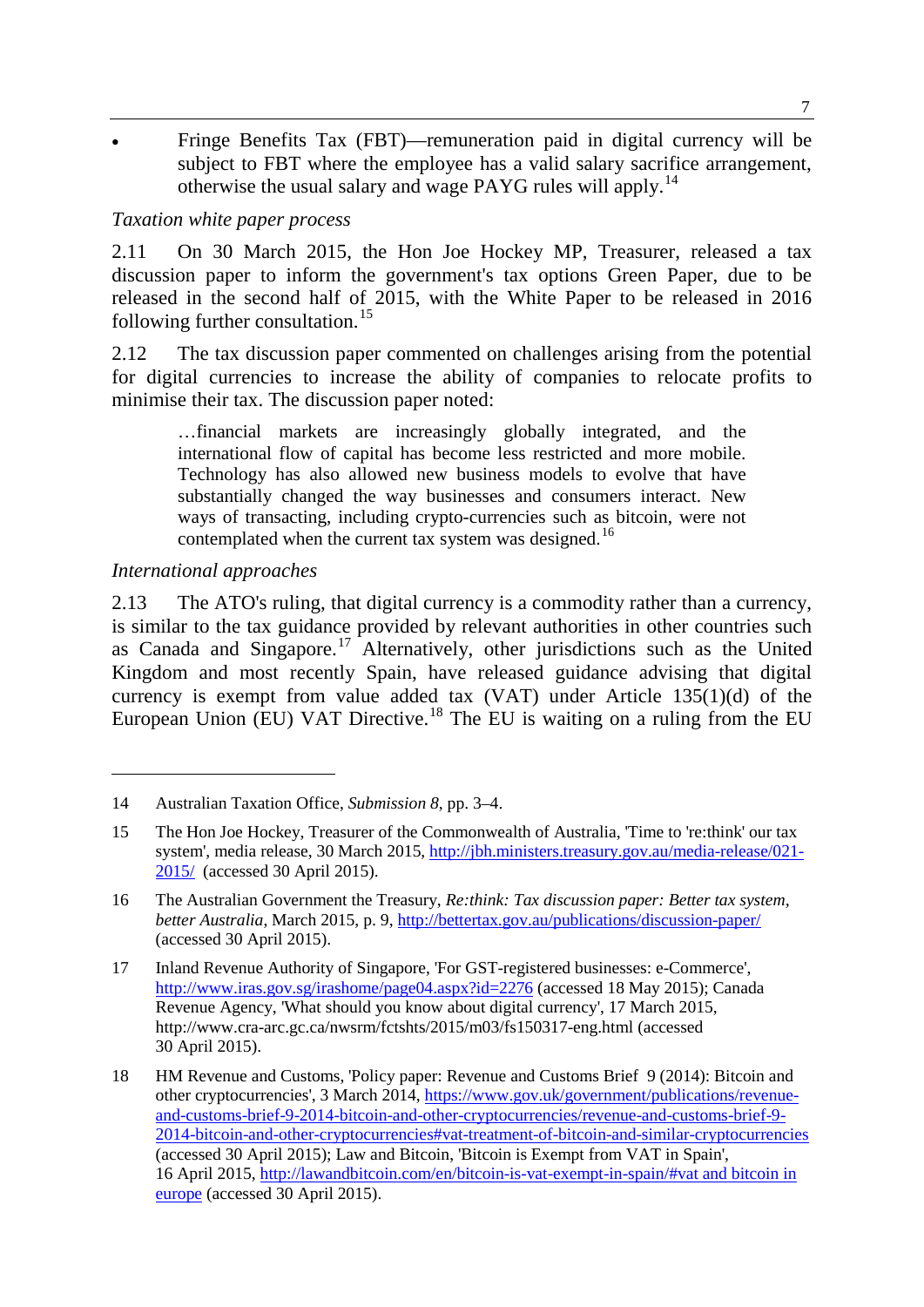- Fringe Benefits Tax (FBT)—remuneration paid in digital currency will be subject to FBT where the employee has a valid salary sacrifice arrangement, otherwise the usual salary and wage PAYG rules will apply.[14]

*Taxation white paper process*

2.11 On 30 March 2015, the Hon Joe Hockey MP, Treasurer, released a tax discussion paper to inform the government's tax options Green Paper, due to be released in the second half of 2015, with the White Paper to be released in 2016 following further consultation.[15]

2.12 The tax discussion paper commented on challenges arising from the potential for digital currencies to increase the ability of companies to relocate profits to minimise their tax. The discussion paper noted:

> …financial markets are increasingly globally integrated, and the international flow of capital has become less restricted and more mobile. Technology has also allowed new business models to evolve that have substantially changed the way businesses and consumers interact. New ways of transacting, including crypto-currencies such as bitcoin, were not contemplated when the current tax system was designed.[16]

*International approaches*

2.13 The ATO's ruling, that digital currency is a commodity rather than a currency, is similar to the tax guidance provided by relevant authorities in other countries such as Canada and Singapore.[17] Alternatively, other jurisdictions such as the United Kingdom and most recently Spain, have released guidance advising that digital currency is exempt from value added tax (VAT) under Article 135(1)(d) of the European Union (EU) VAT Directive.[18] The EU is waiting on a ruling from the EU

---

14 Australian Taxation Office, *Submission 8*, pp. 3–4.

15 The Hon Joe Hockey, Treasurer of the Commonwealth of Australia, 'Time to 're:think' our tax system', media release, 30 March 2015, http://jbh.ministers.treasury.gov.au/media-release/021-2015/ (accessed 30 April 2015).

16 The Australian Government the Treasury, *Re:think: Tax discussion paper: Better tax system, better Australia*, March 2015, p. 9, http://bettertax.gov.au/publications/discussion-paper/ (accessed 30 April 2015).

17 Inland Revenue Authority of Singapore, 'For GST-registered businesses: e-Commerce', http://www.iras.gov.sg/irashome/page04.aspx?id=2276 (accessed 18 May 2015); Canada Revenue Agency, 'What should you know about digital currency', 17 March 2015, http://www.cra-arc.gc.ca/nwsrm/fctshts/2015/m03/fs150317-eng.html (accessed 30 April 2015).

18 HM Revenue and Customs, 'Policy paper: Revenue and Customs Brief 9 (2014): Bitcoin and other cryptocurrencies', 3 March 2014, https://www.gov.uk/government/publications/revenue-and-customs-brief-9-2014-bitcoin-and-other-cryptocurrencies/revenue-and-customs-brief-9-2014-bitcoin-and-other-cryptocurrencies#vat-treatment-of-bitcoin-and-similar-cryptocurrencies (accessed 30 April 2015); Law and Bitcoin, 'Bitcoin is Exempt from VAT in Spain', 16 April 2015, http://lawandbitcoin.com/en/bitcoin-is-vat-exempt-in-spain/#vat and bitcoin in europe (accessed 30 April 2015).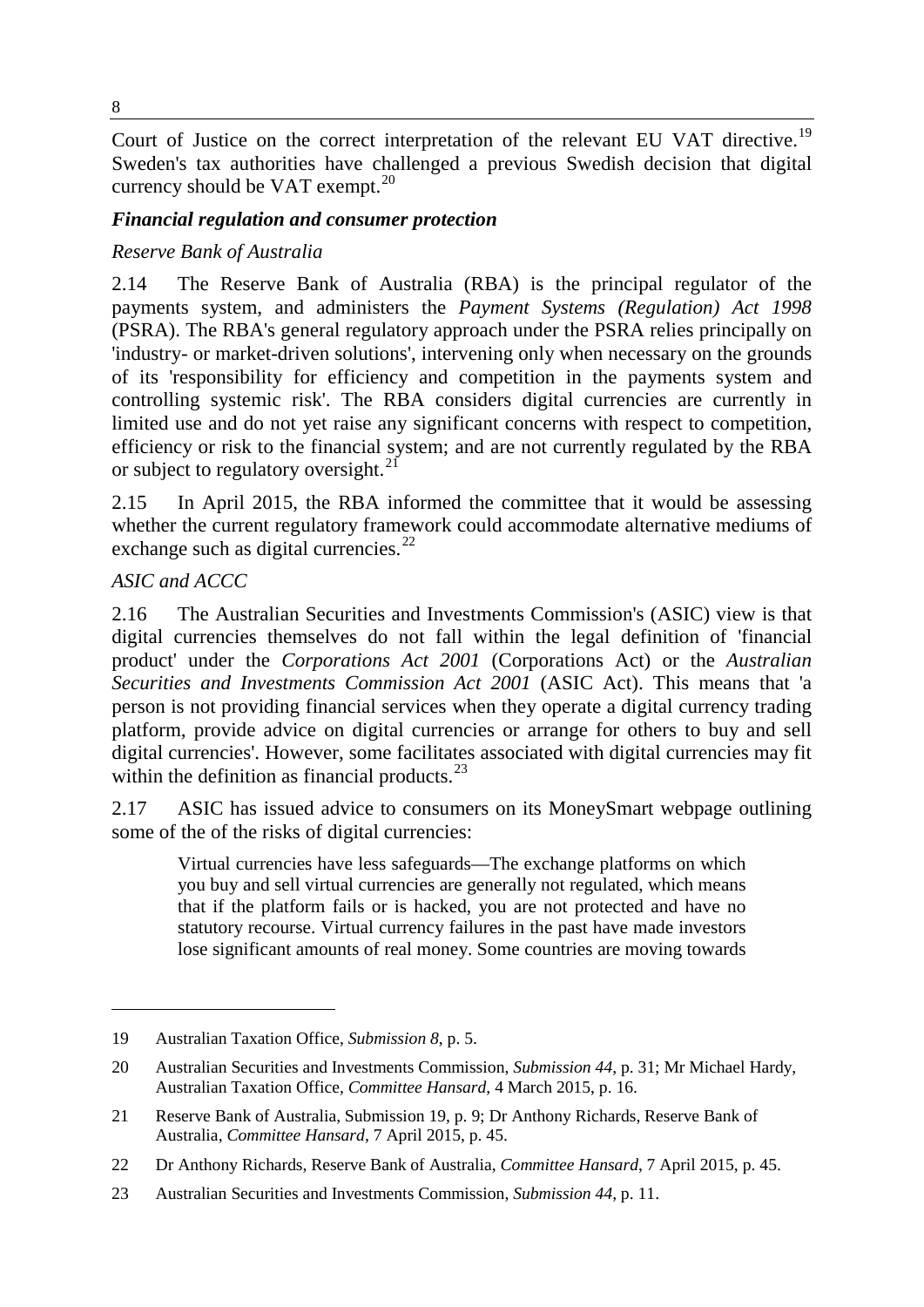Court of Justice on the correct interpretation of the relevant EU VAT directive.[19] Sweden's tax authorities have challenged a previous Swedish decision that digital currency should be VAT exempt.[20]

### *Financial regulation and consumer protection*

#### *Reserve Bank of Australia*

2.14 The Reserve Bank of Australia (RBA) is the principal regulator of the payments system, and administers the *Payment Systems (Regulation) Act 1998* (PSRA). The RBA's general regulatory approach under the PSRA relies principally on 'industry- or market-driven solutions', intervening only when necessary on the grounds of its 'responsibility for efficiency and competition in the payments system and controlling systemic risk'. The RBA considers digital currencies are currently in limited use and do not yet raise any significant concerns with respect to competition, efficiency or risk to the financial system; and are not currently regulated by the RBA or subject to regulatory oversight.[21]

2.15 In April 2015, the RBA informed the committee that it would be assessing whether the current regulatory framework could accommodate alternative mediums of exchange such as digital currencies.[22]

#### *ASIC and ACCC*

2.16 The Australian Securities and Investments Commission's (ASIC) view is that digital currencies themselves do not fall within the legal definition of 'financial product' under the *Corporations Act 2001* (Corporations Act) or the *Australian Securities and Investments Commission Act 2001* (ASIC Act). This means that 'a person is not providing financial services when they operate a digital currency trading platform, provide advice on digital currencies or arrange for others to buy and sell digital currencies'. However, some facilitates associated with digital currencies may fit within the definition as financial products.[23]

2.17 ASIC has issued advice to consumers on its MoneySmart webpage outlining some of the of the risks of digital currencies:

> Virtual currencies have less safeguards—The exchange platforms on which you buy and sell virtual currencies are generally not regulated, which means that if the platform fails or is hacked, you are not protected and have no statutory recourse. Virtual currency failures in the past have made investors lose significant amounts of real money. Some countries are moving towards

---

19 Australian Taxation Office, *Submission 8*, p. 5.

20 Australian Securities and Investments Commission, *Submission 44*, p. 31; Mr Michael Hardy, Australian Taxation Office, *Committee Hansard*, 4 March 2015, p. 16.

21 Reserve Bank of Australia, Submission 19, p. 9; Dr Anthony Richards, Reserve Bank of Australia, *Committee Hansard*, 7 April 2015, p. 45.

22 Dr Anthony Richards, Reserve Bank of Australia, *Committee Hansard*, 7 April 2015, p. 45.

23 Australian Securities and Investments Commission, *Submission 44*, p. 11.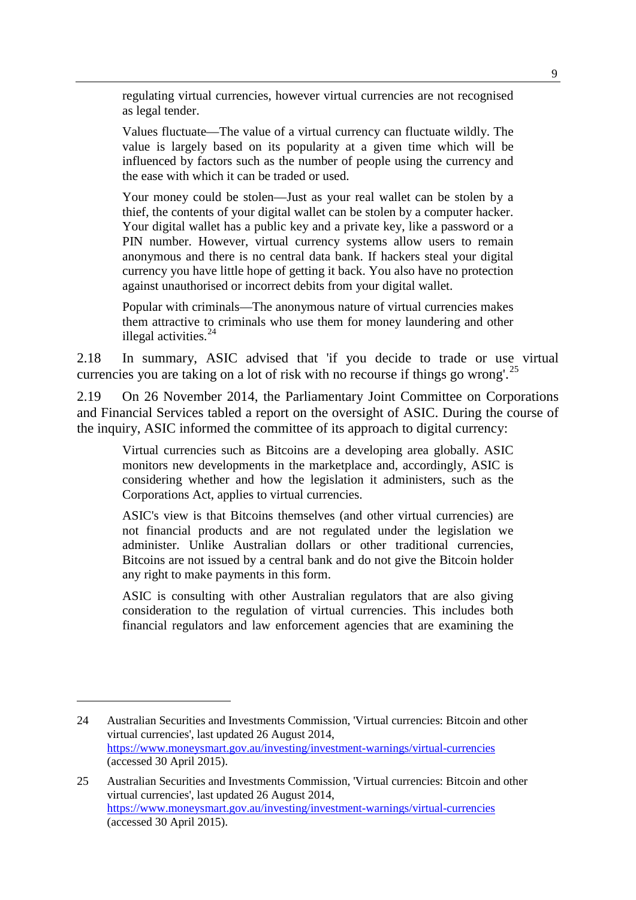> regulating virtual currencies, however virtual currencies are not recognised as legal tender.
>
> Values fluctuate—The value of a virtual currency can fluctuate wildly. The value is largely based on its popularity at a given time which will be influenced by factors such as the number of people using the currency and the ease with which it can be traded or used.
>
> Your money could be stolen—Just as your real wallet can be stolen by a thief, the contents of your digital wallet can be stolen by a computer hacker. Your digital wallet has a public key and a private key, like a password or a PIN number. However, virtual currency systems allow users to remain anonymous and there is no central data bank. If hackers steal your digital currency you have little hope of getting it back. You also have no protection against unauthorised or incorrect debits from your digital wallet.
>
> Popular with criminals—The anonymous nature of virtual currencies makes them attractive to criminals who use them for money laundering and other illegal activities.[24]

2.18 In summary, ASIC advised that 'if you decide to trade or use virtual currencies you are taking on a lot of risk with no recourse if things go wrong'.[25]

2.19 On 26 November 2014, the Parliamentary Joint Committee on Corporations and Financial Services tabled a report on the oversight of ASIC. During the course of the inquiry, ASIC informed the committee of its approach to digital currency:

> Virtual currencies such as Bitcoins are a developing area globally. ASIC monitors new developments in the marketplace and, accordingly, ASIC is considering whether and how the legislation it administers, such as the Corporations Act, applies to virtual currencies.
>
> ASIC's view is that Bitcoins themselves (and other virtual currencies) are not financial products and are not regulated under the legislation we administer. Unlike Australian dollars or other traditional currencies, Bitcoins are not issued by a central bank and do not give the Bitcoin holder any right to make payments in this form.
>
> ASIC is consulting with other Australian regulators that are also giving consideration to the regulation of virtual currencies. This includes both financial regulators and law enforcement agencies that are examining the

---

24 Australian Securities and Investments Commission, 'Virtual currencies: Bitcoin and other virtual currencies', last updated 26 August 2014, https://www.moneysmart.gov.au/investing/investment-warnings/virtual-currencies (accessed 30 April 2015).

25 Australian Securities and Investments Commission, 'Virtual currencies: Bitcoin and other virtual currencies', last updated 26 August 2014, https://www.moneysmart.gov.au/investing/investment-warnings/virtual-currencies (accessed 30 April 2015).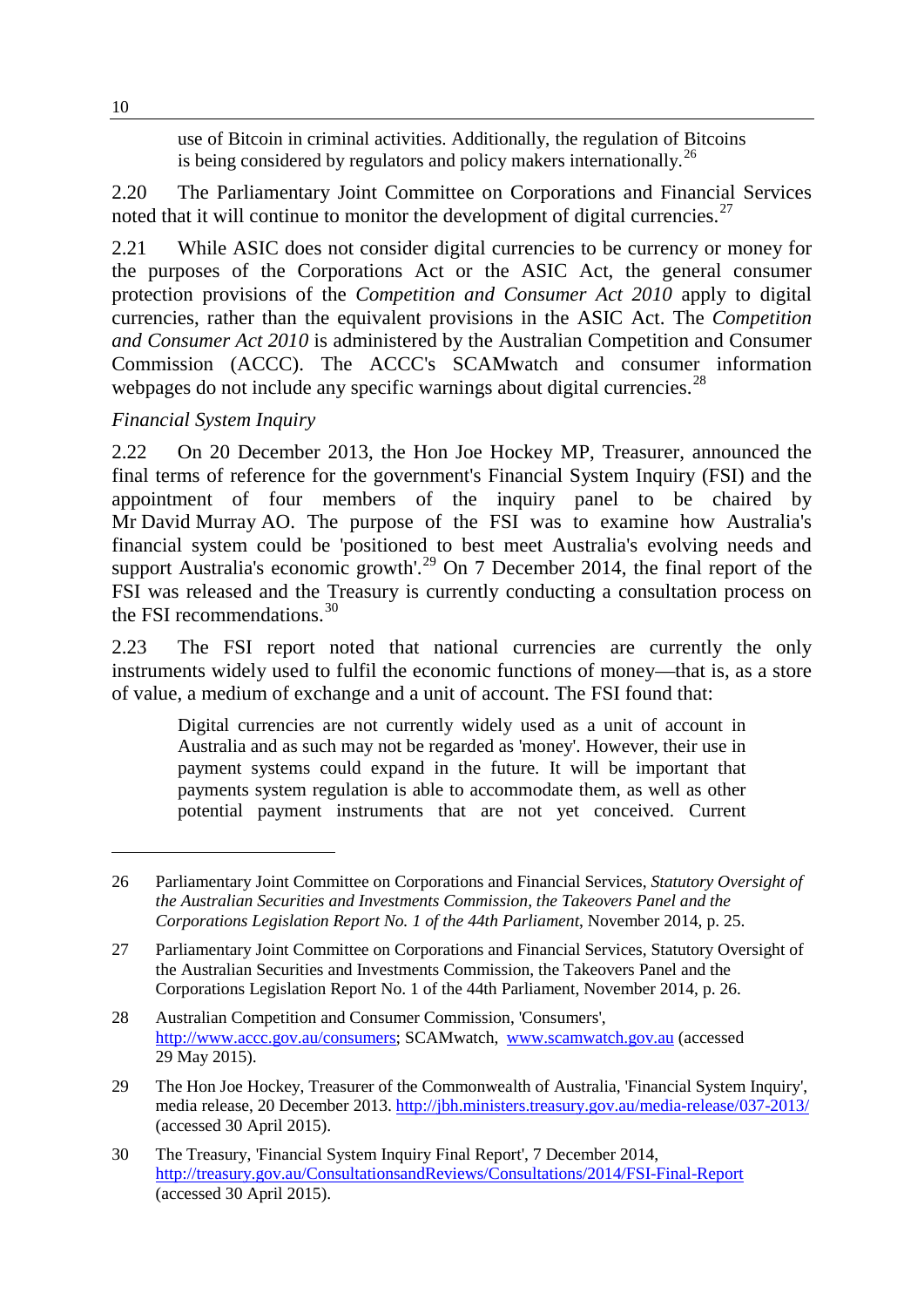> use of Bitcoin in criminal activities. Additionally, the regulation of Bitcoins is being considered by regulators and policy makers internationally.[26]

2.20 The Parliamentary Joint Committee on Corporations and Financial Services noted that it will continue to monitor the development of digital currencies.[27]

2.21 While ASIC does not consider digital currencies to be currency or money for the purposes of the Corporations Act or the ASIC Act, the general consumer protection provisions of the *Competition and Consumer Act 2010* apply to digital currencies, rather than the equivalent provisions in the ASIC Act. The *Competition and Consumer Act 2010* is administered by the Australian Competition and Consumer Commission (ACCC). The ACCC's SCAMwatch and consumer information webpages do not include any specific warnings about digital currencies.[28]

*Financial System Inquiry*

2.22 On 20 December 2013, the Hon Joe Hockey MP, Treasurer, announced the final terms of reference for the government's Financial System Inquiry (FSI) and the appointment of four members of the inquiry panel to be chaired by Mr David Murray AO. The purpose of the FSI was to examine how Australia's financial system could be 'positioned to best meet Australia's evolving needs and support Australia's economic growth'.[29] On 7 December 2014, the final report of the FSI was released and the Treasury is currently conducting a consultation process on the FSI recommendations.[30]

2.23 The FSI report noted that national currencies are currently the only instruments widely used to fulfil the economic functions of money—that is, as a store of value, a medium of exchange and a unit of account. The FSI found that:

> Digital currencies are not currently widely used as a unit of account in Australia and as such may not be regarded as 'money'. However, their use in payment systems could expand in the future. It will be important that payments system regulation is able to accommodate them, as well as other potential payment instruments that are not yet conceived. Current

---

26 Parliamentary Joint Committee on Corporations and Financial Services, *Statutory Oversight of the Australian Securities and Investments Commission, the Takeovers Panel and the Corporations Legislation Report No. 1 of the 44th Parliament*, November 2014, p. 25.

27 Parliamentary Joint Committee on Corporations and Financial Services, Statutory Oversight of the Australian Securities and Investments Commission, the Takeovers Panel and the Corporations Legislation Report No. 1 of the 44th Parliament, November 2014, p. 26.

28 Australian Competition and Consumer Commission, 'Consumers', http://www.accc.gov.au/consumers; SCAMwatch, www.scamwatch.gov.au (accessed 29 May 2015).

29 The Hon Joe Hockey, Treasurer of the Commonwealth of Australia, 'Financial System Inquiry', media release, 20 December 2013. http://jbh.ministers.treasury.gov.au/media-release/037-2013/ (accessed 30 April 2015).

30 The Treasury, 'Financial System Inquiry Final Report', 7 December 2014, http://treasury.gov.au/ConsultationsandReviews/Consultations/2014/FSI-Final-Report (accessed 30 April 2015).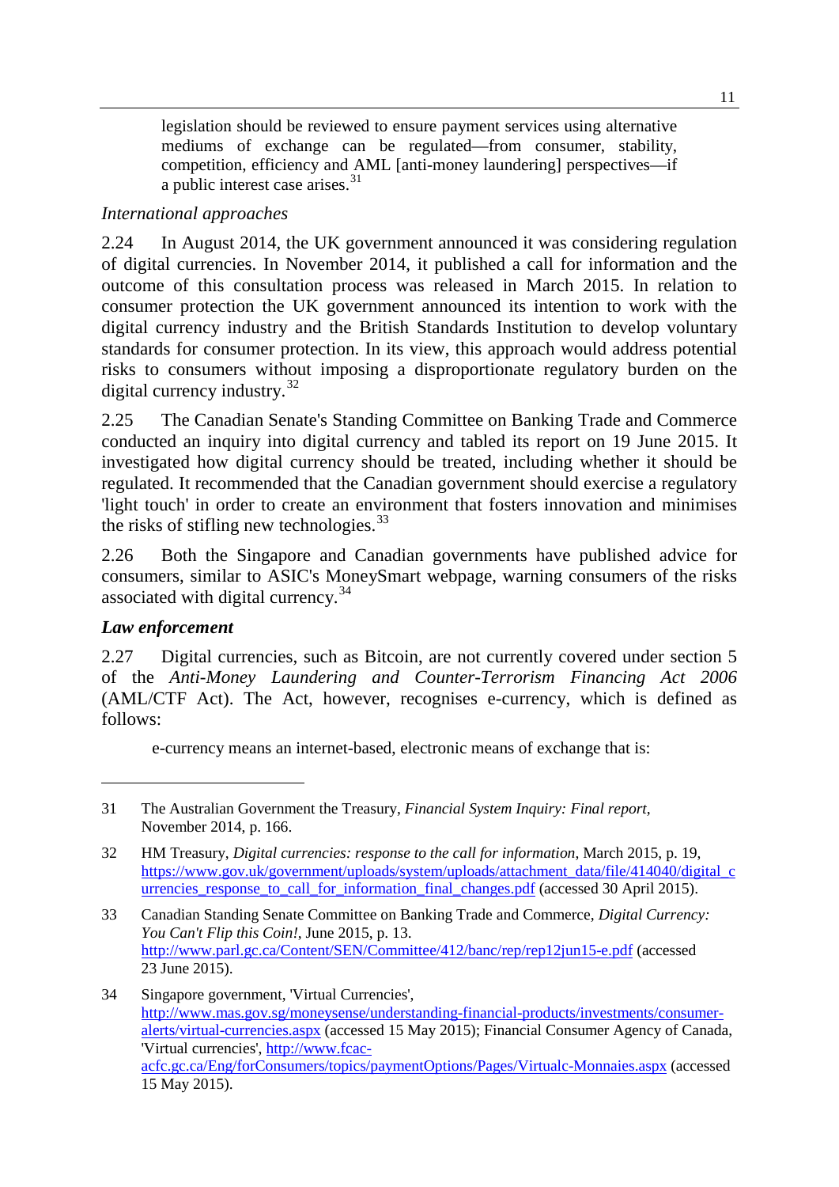> legislation should be reviewed to ensure payment services using alternative mediums of exchange can be regulated—from consumer, stability, competition, efficiency and AML [anti-money laundering] perspectives—if a public interest case arises.[31]

*International approaches*

2.24 In August 2014, the UK government announced it was considering regulation of digital currencies. In November 2014, it published a call for information and the outcome of this consultation process was released in March 2015. In relation to consumer protection the UK government announced its intention to work with the digital currency industry and the British Standards Institution to develop voluntary standards for consumer protection. In its view, this approach would address potential risks to consumers without imposing a disproportionate regulatory burden on the digital currency industry.[32]

2.25 The Canadian Senate's Standing Committee on Banking Trade and Commerce conducted an inquiry into digital currency and tabled its report on 19 June 2015. It investigated how digital currency should be treated, including whether it should be regulated. It recommended that the Canadian government should exercise a regulatory 'light touch' in order to create an environment that fosters innovation and minimises the risks of stifling new technologies.[33]

2.26 Both the Singapore and Canadian governments have published advice for consumers, similar to ASIC's MoneySmart webpage, warning consumers of the risks associated with digital currency.[34]

***Law enforcement***

2.27 Digital currencies, such as Bitcoin, are not currently covered under section 5 of the *Anti-Money Laundering and Counter-Terrorism Financing Act 2006* (AML/CTF Act). The Act, however, recognises e-currency, which is defined as follows:

> e-currency means an internet-based, electronic means of exchange that is:

---

31 The Australian Government the Treasury, *Financial System Inquiry: Final report*, November 2014, p. 166.

32 HM Treasury, *Digital currencies: response to the call for information*, March 2015, p. 19, https://www.gov.uk/government/uploads/system/uploads/attachment_data/file/414040/digital_currencies_response_to_call_for_information_final_changes.pdf (accessed 30 April 2015).

33 Canadian Standing Senate Committee on Banking Trade and Commerce, *Digital Currency: You Can't Flip this Coin!*, June 2015, p. 13. http://www.parl.gc.ca/Content/SEN/Committee/412/banc/rep/rep12jun15-e.pdf (accessed 23 June 2015).

34 Singapore government, 'Virtual Currencies', http://www.mas.gov.sg/moneysense/understanding-financial-products/investments/consumer-alerts/virtual-currencies.aspx (accessed 15 May 2015); Financial Consumer Agency of Canada, 'Virtual currencies', http://www.fcac-acfc.gc.ca/Eng/forConsumers/topics/paymentOptions/Pages/Virtualc-Monnaies.aspx (accessed 15 May 2015).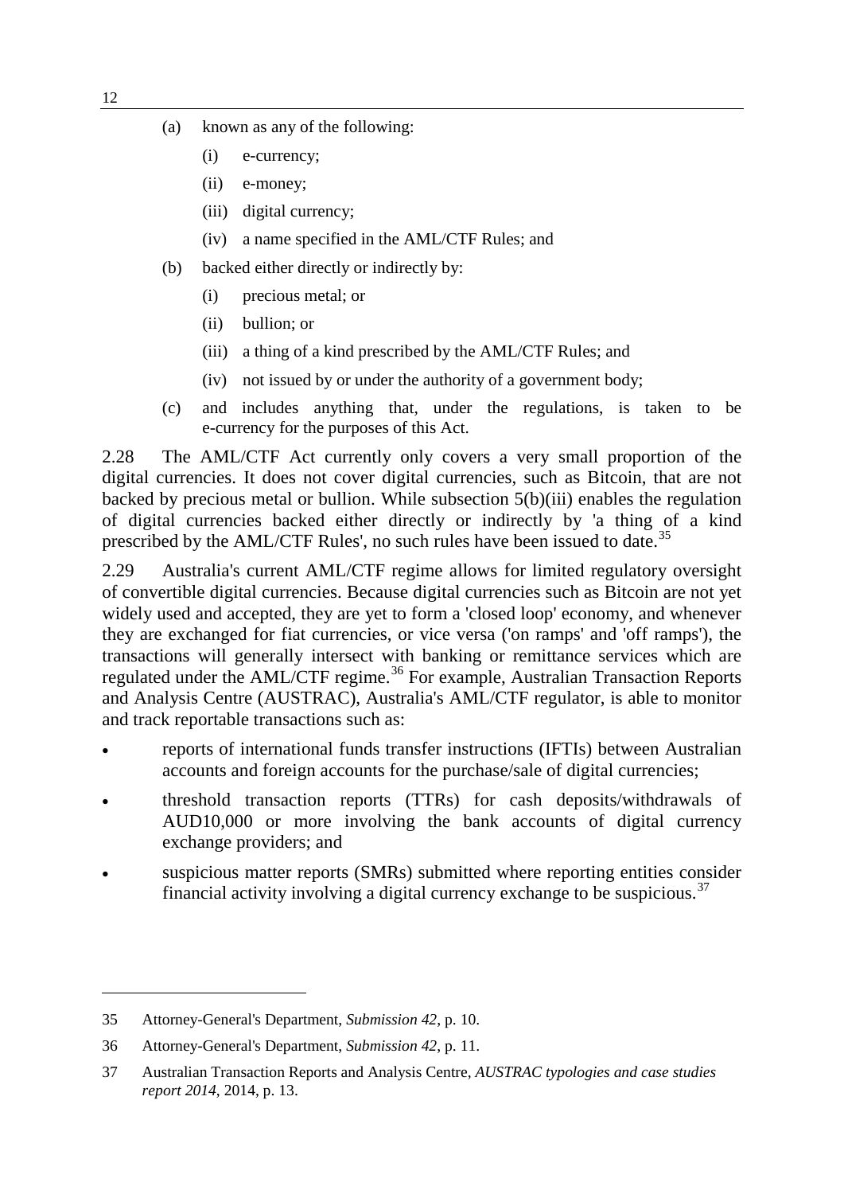(a) known as any of the following:

  (i) e-currency;

  (ii) e-money;

  (iii) digital currency;

  (iv) a name specified in the AML/CTF Rules; and

(b) backed either directly or indirectly by:

  (i) precious metal; or

  (ii) bullion; or

  (iii) a thing of a kind prescribed by the AML/CTF Rules; and

  (iv) not issued by or under the authority of a government body;

(c) and includes anything that, under the regulations, is taken to be e-currency for the purposes of this Act.

2.28 The AML/CTF Act currently only covers a very small proportion of the digital currencies. It does not cover digital currencies, such as Bitcoin, that are not backed by precious metal or bullion. While subsection 5(b)(iii) enables the regulation of digital currencies backed either directly or indirectly by 'a thing of a kind prescribed by the AML/CTF Rules', no such rules have been issued to date.[35]

2.29 Australia's current AML/CTF regime allows for limited regulatory oversight of convertible digital currencies. Because digital currencies such as Bitcoin are not yet widely used and accepted, they are yet to form a 'closed loop' economy, and whenever they are exchanged for fiat currencies, or vice versa ('on ramps' and 'off ramps'), the transactions will generally intersect with banking or remittance services which are regulated under the AML/CTF regime.[36] For example, Australian Transaction Reports and Analysis Centre (AUSTRAC), Australia's AML/CTF regulator, is able to monitor and track reportable transactions such as:

- reports of international funds transfer instructions (IFTIs) between Australian accounts and foreign accounts for the purchase/sale of digital currencies;
- threshold transaction reports (TTRs) for cash deposits/withdrawals of AUD10,000 or more involving the bank accounts of digital currency exchange providers; and
- suspicious matter reports (SMRs) submitted where reporting entities consider financial activity involving a digital currency exchange to be suspicious.[37]

---

35 Attorney-General's Department, *Submission 42*, p. 10.

36 Attorney-General's Department, *Submission 42*, p. 11.

37 Australian Transaction Reports and Analysis Centre, *AUSTRAC typologies and case studies report 2014*, 2014, p. 13.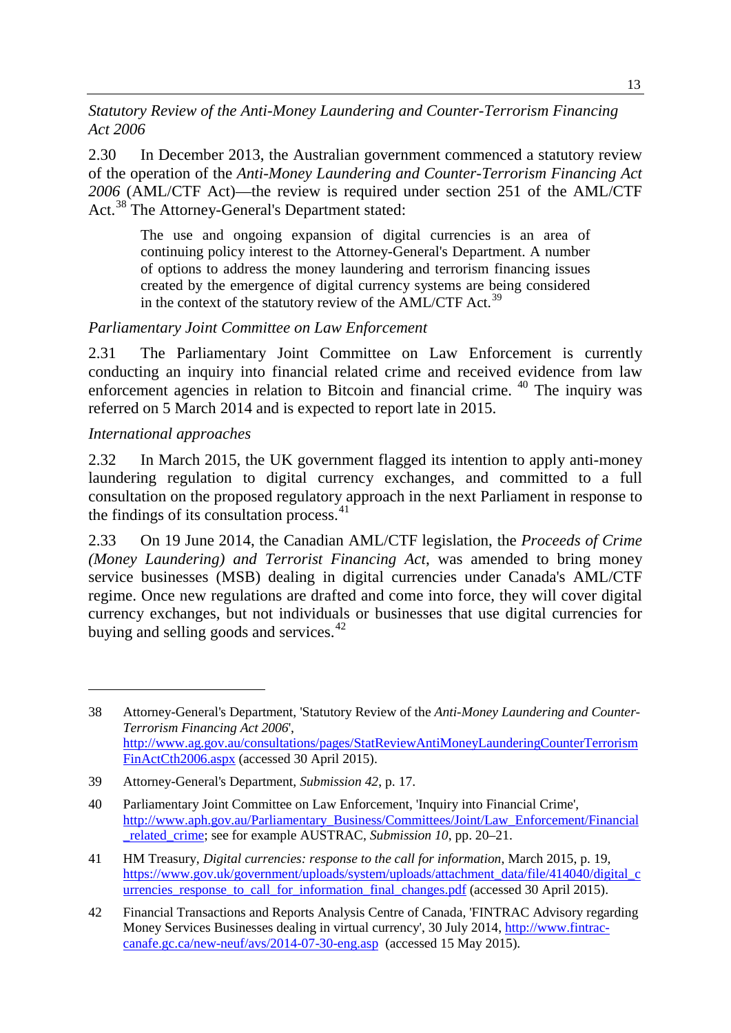*Statutory Review of the Anti-Money Laundering and Counter-Terrorism Financing Act 2006*

2.30 In December 2013, the Australian government commenced a statutory review of the operation of the *Anti-Money Laundering and Counter-Terrorism Financing Act 2006* (AML/CTF Act)—the review is required under section 251 of the AML/CTF Act.[38] The Attorney-General's Department stated:

> The use and ongoing expansion of digital currencies is an area of continuing policy interest to the Attorney-General's Department. A number of options to address the money laundering and terrorism financing issues created by the emergence of digital currency systems are being considered in the context of the statutory review of the AML/CTF Act.[39]

*Parliamentary Joint Committee on Law Enforcement*

2.31 The Parliamentary Joint Committee on Law Enforcement is currently conducting an inquiry into financial related crime and received evidence from law enforcement agencies in relation to Bitcoin and financial crime.[40] The inquiry was referred on 5 March 2014 and is expected to report late in 2015.

*International approaches*

2.32 In March 2015, the UK government flagged its intention to apply anti-money laundering regulation to digital currency exchanges, and committed to a full consultation on the proposed regulatory approach in the next Parliament in response to the findings of its consultation process.[41]

2.33 On 19 June 2014, the Canadian AML/CTF legislation, the *Proceeds of Crime (Money Laundering) and Terrorist Financing Act*, was amended to bring money service businesses (MSB) dealing in digital currencies under Canada's AML/CTF regime. Once new regulations are drafted and come into force, they will cover digital currency exchanges, but not individuals or businesses that use digital currencies for buying and selling goods and services.[42]

---

38 Attorney-General's Department, 'Statutory Review of the *Anti-Money Laundering and Counter-Terrorism Financing Act 2006*', http://www.ag.gov.au/consultations/pages/StatReviewAntiMoneyLaunderingCounterTerrorismFinActCth2006.aspx (accessed 30 April 2015).

39 Attorney-General's Department, *Submission 42*, p. 17.

40 Parliamentary Joint Committee on Law Enforcement, 'Inquiry into Financial Crime', http://www.aph.gov.au/Parliamentary_Business/Committees/Joint/Law_Enforcement/Financial_related_crime; see for example AUSTRAC, *Submission 10*, pp. 20–21.

41 HM Treasury, *Digital currencies: response to the call for information*, March 2015, p. 19, https://www.gov.uk/government/uploads/system/uploads/attachment_data/file/414040/digital_currencies_response_to_call_for_information_final_changes.pdf (accessed 30 April 2015).

42 Financial Transactions and Reports Analysis Centre of Canada, 'FINTRAC Advisory regarding Money Services Businesses dealing in virtual currency', 30 July 2014, http://www.fintrac-canafe.gc.ca/new-neuf/avs/2014-07-30-eng.asp (accessed 15 May 2015).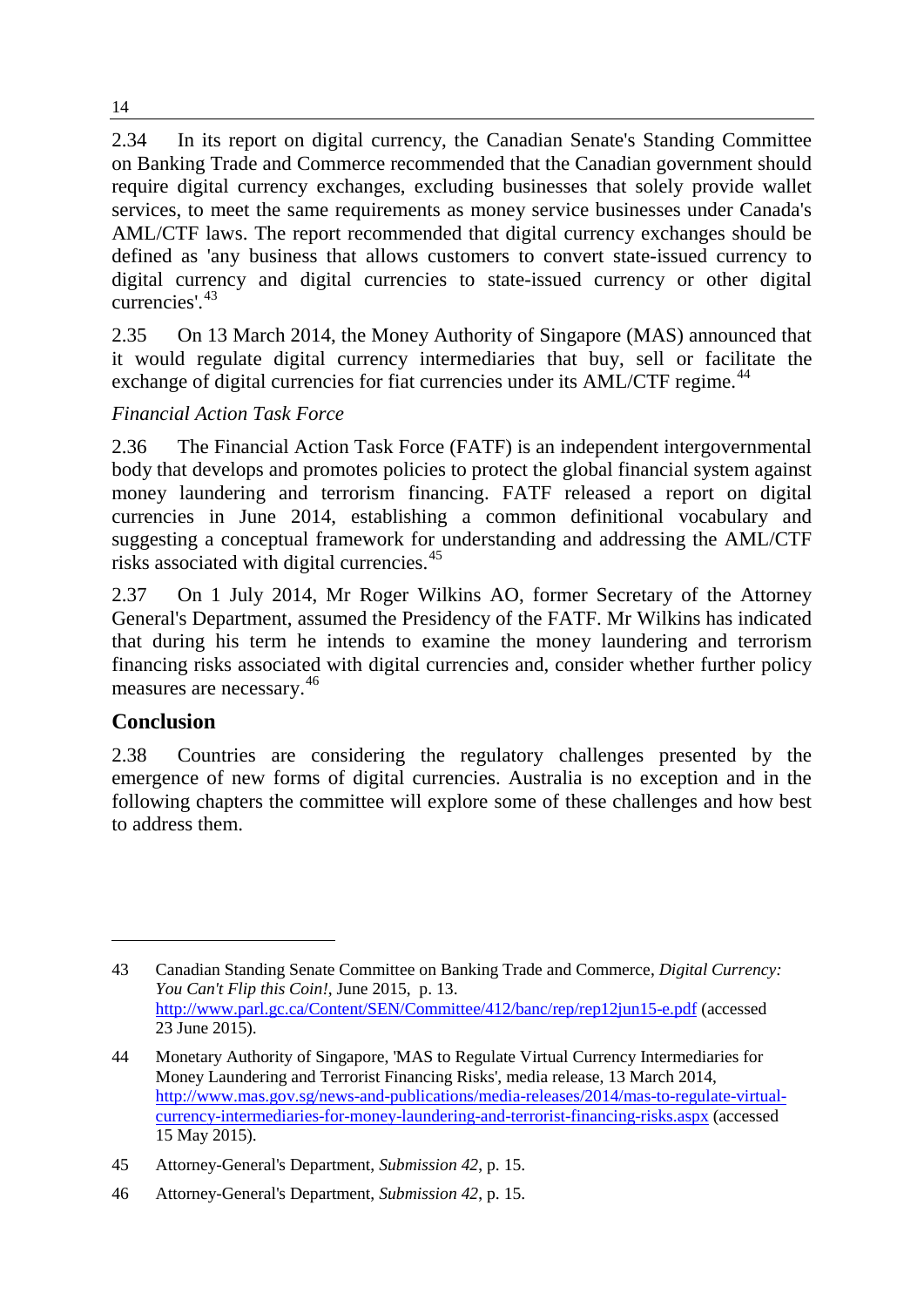2.34 In its report on digital currency, the Canadian Senate's Standing Committee on Banking Trade and Commerce recommended that the Canadian government should require digital currency exchanges, excluding businesses that solely provide wallet services, to meet the same requirements as money service businesses under Canada's AML/CTF laws. The report recommended that digital currency exchanges should be defined as 'any business that allows customers to convert state-issued currency to digital currency and digital currencies to state-issued currency or other digital currencies'.[43]

2.35 On 13 March 2014, the Money Authority of Singapore (MAS) announced that it would regulate digital currency intermediaries that buy, sell or facilitate the exchange of digital currencies for fiat currencies under its AML/CTF regime.[44]

*Financial Action Task Force*

2.36 The Financial Action Task Force (FATF) is an independent intergovernmental body that develops and promotes policies to protect the global financial system against money laundering and terrorism financing. FATF released a report on digital currencies in June 2014, establishing a common definitional vocabulary and suggesting a conceptual framework for understanding and addressing the AML/CTF risks associated with digital currencies.[45]

2.37 On 1 July 2014, Mr Roger Wilkins AO, former Secretary of the Attorney General's Department, assumed the Presidency of the FATF. Mr Wilkins has indicated that during his term he intends to examine the money laundering and terrorism financing risks associated with digital currencies and, consider whether further policy measures are necessary.[46]

## Conclusion

2.38 Countries are considering the regulatory challenges presented by the emergence of new forms of digital currencies. Australia is no exception and in the following chapters the committee will explore some of these challenges and how best to address them.

---

43 Canadian Standing Senate Committee on Banking Trade and Commerce, *Digital Currency: You Can't Flip this Coin!*, June 2015, p. 13. http://www.parl.gc.ca/Content/SEN/Committee/412/banc/rep/rep12jun15-e.pdf (accessed 23 June 2015).

44 Monetary Authority of Singapore, 'MAS to Regulate Virtual Currency Intermediaries for Money Laundering and Terrorist Financing Risks', media release, 13 March 2014, http://www.mas.gov.sg/news-and-publications/media-releases/2014/mas-to-regulate-virtual-currency-intermediaries-for-money-laundering-and-terrorist-financing-risks.aspx (accessed 15 May 2015).

45 Attorney-General's Department, *Submission 42*, p. 15.

46 Attorney-General's Department, *Submission 42*, p. 15.